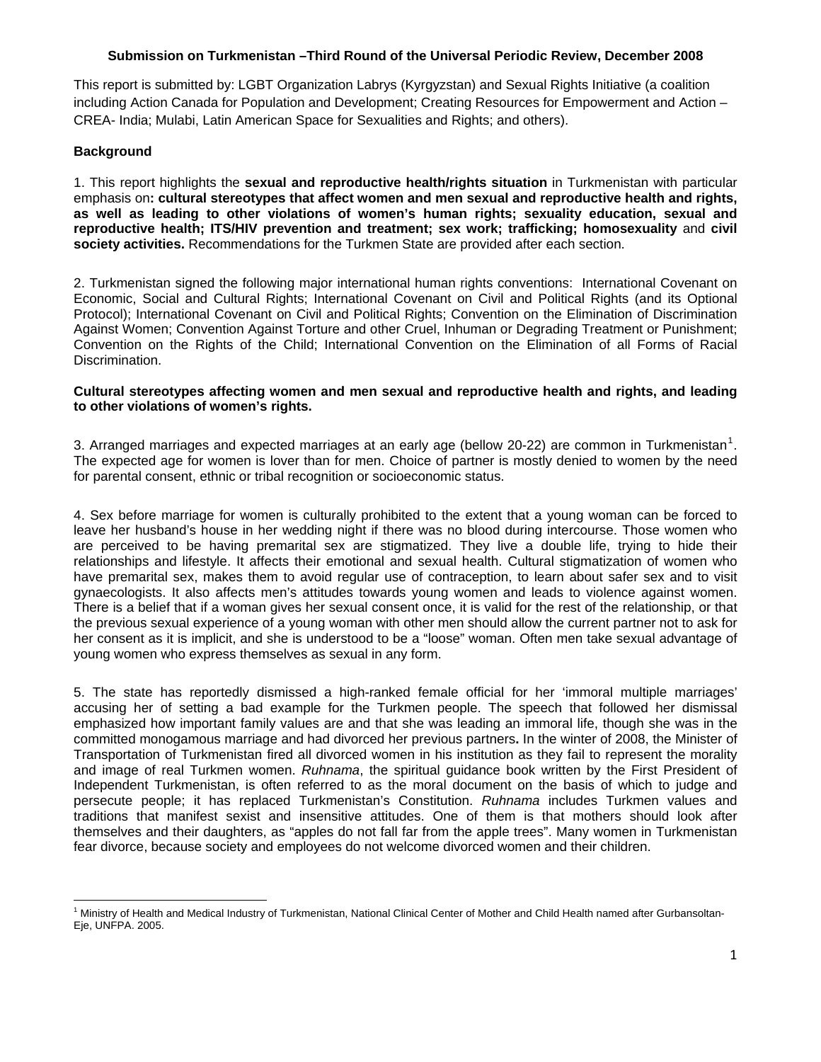**Submission on Turkmenistan –Third Round of the Universal Periodic Review, December 2008**

This report is submitted by: LGBT Organization Labrys (Kyrgyzstan) and Sexual Rights Initiative (a coalition including Action Canada for Population and Development; Creating Resources for Empowerment and Action – CREA- India; Mulabi, Latin American Space for Sexualities and Rights; and others).

**Background**

1. This report highlights the **sexual and reproductive health/rights situation** in Turkmenistan with particular emphasis on**: cultural stereotypes that affect women and men sexual and reproductive health and rights, as well as leading to other violations of women's human rights; sexuality education, sexual and reproductive health; ITS/HIV prevention and treatment; sex work; trafficking; homosexuality** and **civil society activities.** Recommendations for the Turkmen State are provided after each section.

2. Turkmenistan signed the following major international human rights conventions: International Covenant on Economic, Social and Cultural Rights; International Covenant on Civil and Political Rights (and its Optional Protocol); International Covenant on Civil and Political Rights; Convention on the Elimination of Discrimination Against Women; Convention Against Torture and other Cruel, Inhuman or Degrading Treatment or Punishment; Convention on the Rights of the Child; International Convention on the Elimination of all Forms of Racial Discrimination.

**Cultural stereotypes affecting women and men sexual and reproductive health and rights, and leading to other violations of women's rights.**

3. Arranged marriages and expected marriages at an early age (bellow 20-22) are common in Turkmenistan[1]. The expected age for women is lover than for men. Choice of partner is mostly denied to women by the need for parental consent, ethnic or tribal recognition or socioeconomic status.

4. Sex before marriage for women is culturally prohibited to the extent that a young woman can be forced to leave her husband's house in her wedding night if there was no blood during intercourse. Those women who are perceived to be having premarital sex are stigmatized. They live a double life, trying to hide their relationships and lifestyle. It affects their emotional and sexual health. Cultural stigmatization of women who have premarital sex, makes them to avoid regular use of contraception, to learn about safer sex and to visit gynaecologists. It also affects men's attitudes towards young women and leads to violence against women. There is a belief that if a woman gives her sexual consent once, it is valid for the rest of the relationship, or that the previous sexual experience of a young woman with other men should allow the current partner not to ask for her consent as it is implicit, and she is understood to be a "loose" woman. Often men take sexual advantage of young women who express themselves as sexual in any form.

5. The state has reportedly dismissed a high-ranked female official for her 'immoral multiple marriages' accusing her of setting a bad example for the Turkmen people. The speech that followed her dismissal emphasized how important family values are and that she was leading an immoral life, though she was in the committed monogamous marriage and had divorced her previous partners**.** In the winter of 2008, the Minister of Transportation of Turkmenistan fired all divorced women in his institution as they fail to represent the morality and image of real Turkmen women. *Ruhnama*, the spiritual guidance book written by the First President of Independent Turkmenistan, is often referred to as the moral document on the basis of which to judge and persecute people; it has replaced Turkmenistan's Constitution. *Ruhnama* includes Turkmen values and traditions that manifest sexist and insensitive attitudes. One of them is that mothers should look after themselves and their daughters, as "apples do not fall far from the apple trees". Many women in Turkmenistan fear divorce, because society and employees do not welcome divorced women and their children.

---

[1] Ministry of Health and Medical Industry of Turkmenistan, National Clinical Center of Mother and Child Health named after Gurbansoltan-Eje, UNFPA. 2005.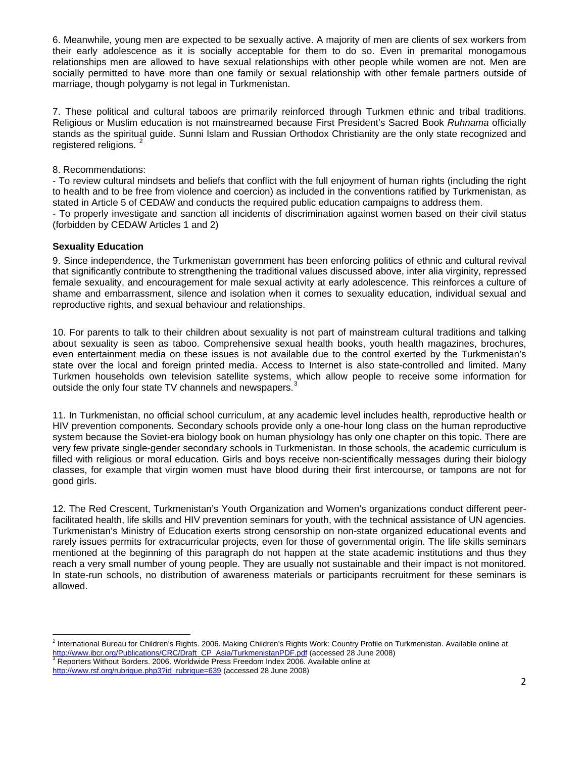6. Meanwhile, young men are expected to be sexually active. A majority of men are clients of sex workers from their early adolescence as it is socially acceptable for them to do so. Even in premarital monogamous relationships men are allowed to have sexual relationships with other people while women are not. Men are socially permitted to have more than one family or sexual relationship with other female partners outside of marriage, though polygamy is not legal in Turkmenistan.

7. These political and cultural taboos are primarily reinforced through Turkmen ethnic and tribal traditions. Religious or Muslim education is not mainstreamed because First President's Sacred Book *Ruhnama* officially stands as the spiritual guide. Sunni Islam and Russian Orthodox Christianity are the only state recognized and registered religions. [2]

8. Recommendations:

- To review cultural mindsets and beliefs that conflict with the full enjoyment of human rights (including the right to health and to be free from violence and coercion) as included in the conventions ratified by Turkmenistan, as stated in Article 5 of CEDAW and conducts the required public education campaigns to address them.
- To properly investigate and sanction all incidents of discrimination against women based on their civil status (forbidden by CEDAW Articles 1 and 2)

**Sexuality Education**

9. Since independence, the Turkmenistan government has been enforcing politics of ethnic and cultural revival that significantly contribute to strengthening the traditional values discussed above, inter alia virginity, repressed female sexuality, and encouragement for male sexual activity at early adolescence. This reinforces a culture of shame and embarrassment, silence and isolation when it comes to sexuality education, individual sexual and reproductive rights, and sexual behaviour and relationships.

10. For parents to talk to their children about sexuality is not part of mainstream cultural traditions and talking about sexuality is seen as taboo. Comprehensive sexual health books, youth health magazines, brochures, even entertainment media on these issues is not available due to the control exerted by the Turkmenistan's state over the local and foreign printed media. Access to Internet is also state-controlled and limited. Many Turkmen households own television satellite systems, which allow people to receive some information for outside the only four state TV channels and newspapers.[3]

11. In Turkmenistan, no official school curriculum, at any academic level includes health, reproductive health or HIV prevention components. Secondary schools provide only a one-hour long class on the human reproductive system because the Soviet-era biology book on human physiology has only one chapter on this topic. There are very few private single-gender secondary schools in Turkmenistan. In those schools, the academic curriculum is filled with religious or moral education. Girls and boys receive non-scientifically messages during their biology classes, for example that virgin women must have blood during their first intercourse, or tampons are not for good girls.

12. The Red Crescent, Turkmenistan's Youth Organization and Women's organizations conduct different peer-facilitated health, life skills and HIV prevention seminars for youth, with the technical assistance of UN agencies. Turkmenistan's Ministry of Education exerts strong censorship on non-state organized educational events and rarely issues permits for extracurricular projects, even for those of governmental origin. The life skills seminars mentioned at the beginning of this paragraph do not happen at the state academic institutions and thus they reach a very small number of young people. They are usually not sustainable and their impact is not monitored. In state-run schools, no distribution of awareness materials or participants recruitment for these seminars is allowed.

---

[2] International Bureau for Children's Rights. 2006. Making Children's Rights Work: Country Profile on Turkmenistan. Available online at http://www.ibcr.org/Publications/CRC/Draft_CP_Asia/TurkmenistanPDF.pdf (accessed 28 June 2008)

[3] Reporters Without Borders. 2006. Worldwide Press Freedom Index 2006. Available online at http://www.rsf.org/rubrique.php3?id_rubrique=639 (accessed 28 June 2008)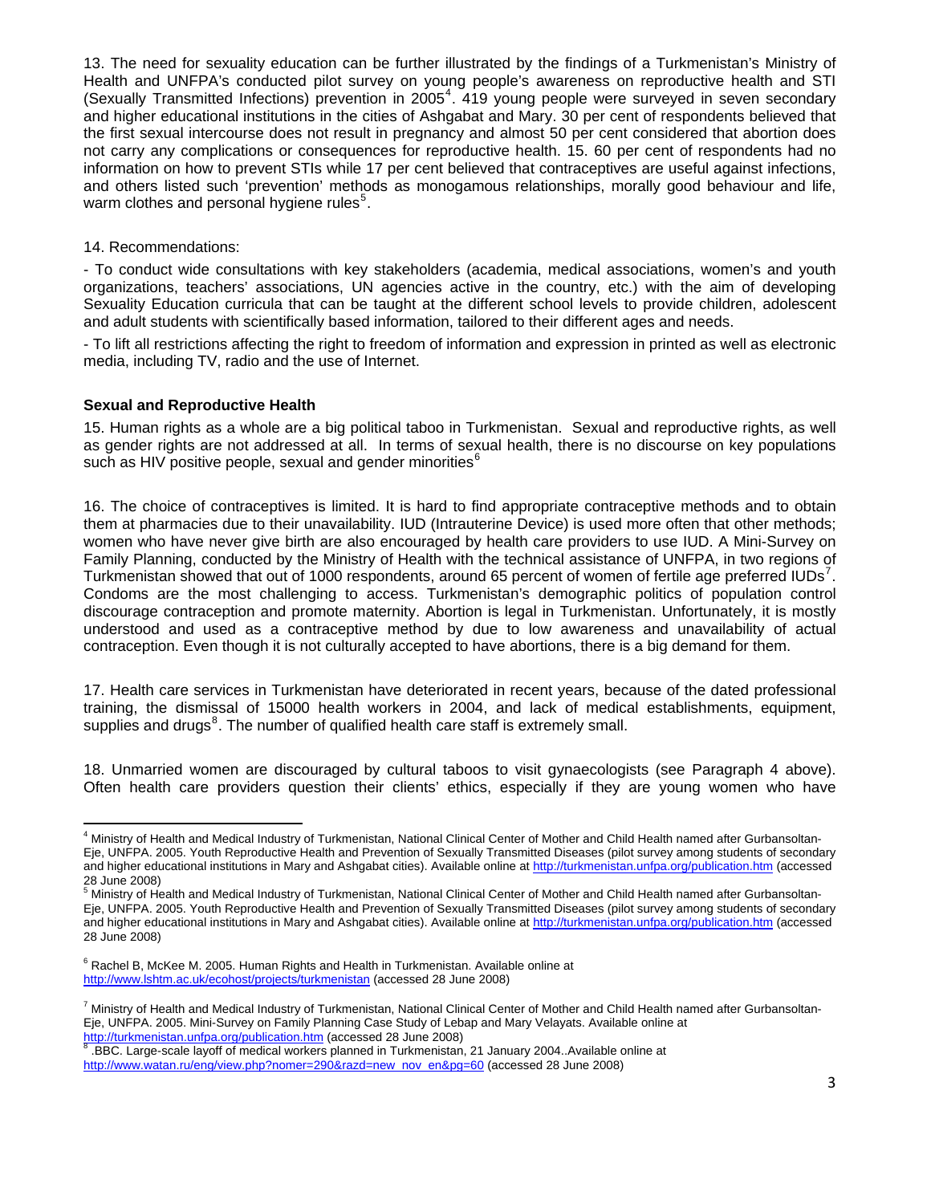13. The need for sexuality education can be further illustrated by the findings of a Turkmenistan's Ministry of Health and UNFPA's conducted pilot survey on young people's awareness on reproductive health and STI (Sexually Transmitted Infections) prevention in 2005[4]. 419 young people were surveyed in seven secondary and higher educational institutions in the cities of Ashgabat and Mary. 30 per cent of respondents believed that the first sexual intercourse does not result in pregnancy and almost 50 per cent considered that abortion does not carry any complications or consequences for reproductive health. 15. 60 per cent of respondents had no information on how to prevent STIs while 17 per cent believed that contraceptives are useful against infections, and others listed such 'prevention' methods as monogamous relationships, morally good behaviour and life, warm clothes and personal hygiene rules[5].

14. Recommendations:

- To conduct wide consultations with key stakeholders (academia, medical associations, women's and youth organizations, teachers' associations, UN agencies active in the country, etc.) with the aim of developing Sexuality Education curricula that can be taught at the different school levels to provide children, adolescent and adult students with scientifically based information, tailored to their different ages and needs.

- To lift all restrictions affecting the right to freedom of information and expression in printed as well as electronic media, including TV, radio and the use of Internet.

**Sexual and Reproductive Health**

15. Human rights as a whole are a big political taboo in Turkmenistan. Sexual and reproductive rights, as well as gender rights are not addressed at all. In terms of sexual health, there is no discourse on key populations such as HIV positive people, sexual and gender minorities[6]

16. The choice of contraceptives is limited. It is hard to find appropriate contraceptive methods and to obtain them at pharmacies due to their unavailability. IUD (Intrauterine Device) is used more often that other methods; women who have never give birth are also encouraged by health care providers to use IUD. A Mini-Survey on Family Planning, conducted by the Ministry of Health with the technical assistance of UNFPA, in two regions of Turkmenistan showed that out of 1000 respondents, around 65 percent of women of fertile age preferred IUDs[7]. Condoms are the most challenging to access. Turkmenistan's demographic politics of population control discourage contraception and promote maternity. Abortion is legal in Turkmenistan. Unfortunately, it is mostly understood and used as a contraceptive method by due to low awareness and unavailability of actual contraception. Even though it is not culturally accepted to have abortions, there is a big demand for them.

17. Health care services in Turkmenistan have deteriorated in recent years, because of the dated professional training, the dismissal of 15000 health workers in 2004, and lack of medical establishments, equipment, supplies and drugs[8]. The number of qualified health care staff is extremely small.

18. Unmarried women are discouraged by cultural taboos to visit gynaecologists (see Paragraph 4 above). Often health care providers question their clients' ethics, especially if they are young women who have

---

[4] Ministry of Health and Medical Industry of Turkmenistan, National Clinical Center of Mother and Child Health named after Gurbansoltan-Eje, UNFPA. 2005. Youth Reproductive Health and Prevention of Sexually Transmitted Diseases (pilot survey among students of secondary and higher educational institutions in Mary and Ashgabat cities). Available online at http://turkmenistan.unfpa.org/publication.htm (accessed 28 June 2008)

[5] Ministry of Health and Medical Industry of Turkmenistan, National Clinical Center of Mother and Child Health named after Gurbansoltan-Eje, UNFPA. 2005. Youth Reproductive Health and Prevention of Sexually Transmitted Diseases (pilot survey among students of secondary and higher educational institutions in Mary and Ashgabat cities). Available online at http://turkmenistan.unfpa.org/publication.htm (accessed 28 June 2008)

[6] Rachel B, McKee M. 2005. Human Rights and Health in Turkmenistan. Available online at http://www.lshtm.ac.uk/ecohost/projects/turkmenistan (accessed 28 June 2008)

[7] Ministry of Health and Medical Industry of Turkmenistan, National Clinical Center of Mother and Child Health named after Gurbansoltan-Eje, UNFPA. 2005. Mini-Survey on Family Planning Case Study of Lebap and Mary Velayats. Available online at http://turkmenistan.unfpa.org/publication.htm (accessed 28 June 2008)

[8] .BBC. Large-scale layoff of medical workers planned in Turkmenistan, 21 January 2004..Available online at http://www.watan.ru/eng/view.php?nomer=290&razd=new_nov_en&pg=60 (accessed 28 June 2008)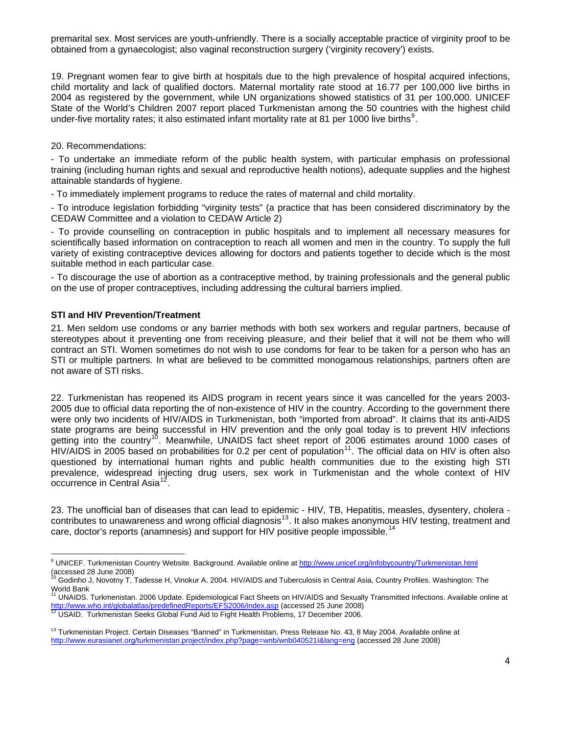premarital sex. Most services are youth-unfriendly. There is a socially acceptable practice of virginity proof to be obtained from a gynaecologist; also vaginal reconstruction surgery ('virginity recovery') exists.

19. Pregnant women fear to give birth at hospitals due to the high prevalence of hospital acquired infections, child mortality and lack of qualified doctors. Maternal mortality rate stood at 16.77 per 100,000 live births in 2004 as registered by the government, while UN organizations showed statistics of 31 per 100,000. UNICEF State of the World's Children 2007 report placed Turkmenistan among the 50 countries with the highest child under-five mortality rates; it also estimated infant mortality rate at 81 per 1000 live births[9].

20. Recommendations:

- To undertake an immediate reform of the public health system, with particular emphasis on professional training (including human rights and sexual and reproductive health notions), adequate supplies and the highest attainable standards of hygiene.
- To immediately implement programs to reduce the rates of maternal and child mortality.
- To introduce legislation forbidding "virginity tests" (a practice that has been considered discriminatory by the CEDAW Committee and a violation to CEDAW Article 2)
- To provide counselling on contraception in public hospitals and to implement all necessary measures for scientifically based information on contraception to reach all women and men in the country. To supply the full variety of existing contraceptive devices allowing for doctors and patients together to decide which is the most suitable method in each particular case.
- To discourage the use of abortion as a contraceptive method, by training professionals and the general public on the use of proper contraceptives, including addressing the cultural barriers implied.

**STI and HIV Prevention/Treatment**

21. Men seldom use condoms or any barrier methods with both sex workers and regular partners, because of stereotypes about it preventing one from receiving pleasure, and their belief that it will not be them who will contract an STI. Women sometimes do not wish to use condoms for fear to be taken for a person who has an STI or multiple partners. In what are believed to be committed monogamous relationships, partners often are not aware of STI risks.

22. Turkmenistan has reopened its AIDS program in recent years since it was cancelled for the years 2003-2005 due to official data reporting the of non-existence of HIV in the country. According to the government there were only two incidents of HIV/AIDS in Turkmenistan, both "imported from abroad". It claims that its anti-AIDS state programs are being successful in HIV prevention and the only goal today is to prevent HIV infections getting into the country[10]. Meanwhile, UNAIDS fact sheet report of 2006 estimates around 1000 cases of HIV/AIDS in 2005 based on probabilities for 0.2 per cent of population[11]. The official data on HIV is often also questioned by international human rights and public health communities due to the existing high STI prevalence, widespread injecting drug users, sex work in Turkmenistan and the whole context of HIV occurrence in Central Asia[12].

23. The unofficial ban of diseases that can lead to epidemic - HIV, TB, Hepatitis, measles, dysentery, cholera - contributes to unawareness and wrong official diagnosis[13]. It also makes anonymous HIV testing, treatment and care, doctor's reports (anamnesis) and support for HIV positive people impossible.[14]

---

[9] UNICEF. Turkmenistan Country Website. Background. Available online at http://www.unicef.org/infobycountry/Turkmenistan.html (accessed 28 June 2008)

[10] Godinho J, Novotny T, Tadesse H, Vinokur A. 2004. HIV/AIDS and Tuberculosis in Central Asia, Country Profiles. Washington: The World Bank

[11] UNAIDS. Turkmenistan. 2006 Update. Epidemiological Fact Sheets on HIV/AIDS and Sexually Transmitted Infections. Available online at http://www.who.int/globalatlas/predefinedReports/EFS2006/index.asp (accessed 25 June 2008)

[12] USAID. Turkmenistan Seeks Global Fund Aid to Fight Health Problems, 17 December 2006.

[13] Turkmenistan Project. Certain Diseases "Banned" in Turkmenistan, Press Release No. 43, 8 May 2004. Available online at http://www.eurasianet.org/turkmenistan.project/index.php?page=wnb/wnb040521I&lang=eng (accessed 28 June 2008)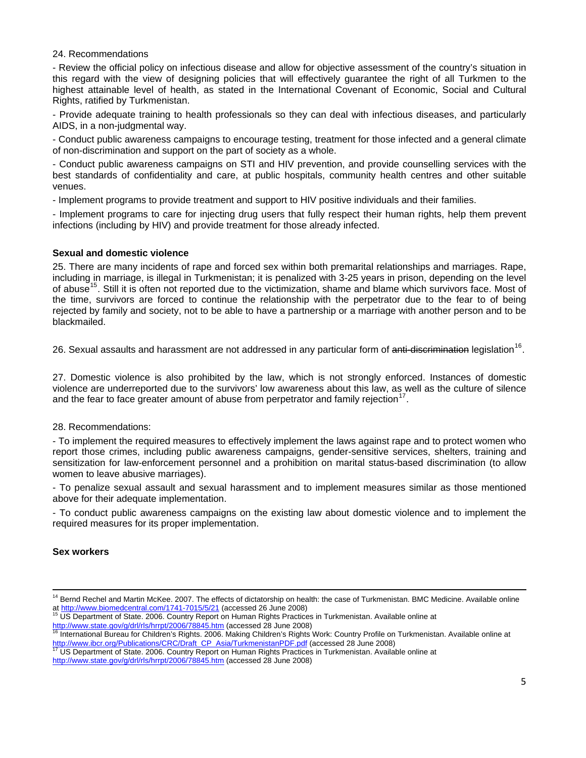24. Recommendations

- Review the official policy on infectious disease and allow for objective assessment of the country's situation in this regard with the view of designing policies that will effectively guarantee the right of all Turkmen to the highest attainable level of health, as stated in the International Covenant of Economic, Social and Cultural Rights, ratified by Turkmenistan.

- Provide adequate training to health professionals so they can deal with infectious diseases, and particularly AIDS, in a non-judgmental way.

- Conduct public awareness campaigns to encourage testing, treatment for those infected and a general climate of non-discrimination and support on the part of society as a whole.

- Conduct public awareness campaigns on STI and HIV prevention, and provide counselling services with the best standards of confidentiality and care, at public hospitals, community health centres and other suitable venues.

- Implement programs to provide treatment and support to HIV positive individuals and their families.

- Implement programs to care for injecting drug users that fully respect their human rights, help them prevent infections (including by HIV) and provide treatment for those already infected.

**Sexual and domestic violence**

25. There are many incidents of rape and forced sex within both premarital relationships and marriages. Rape, including in marriage, is illegal in Turkmenistan; it is penalized with 3-25 years in prison, depending on the level of abuse[15]. Still it is often not reported due to the victimization, shame and blame which survivors face. Most of the time, survivors are forced to continue the relationship with the perpetrator due to the fear to of being rejected by family and society, not to be able to have a partnership or a marriage with another person and to be blackmailed.

26. Sexual assaults and harassment are not addressed in any particular form of ~~anti-discrimination~~ legislation[16].

27. Domestic violence is also prohibited by the law, which is not strongly enforced. Instances of domestic violence are underreported due to the survivors' low awareness about this law, as well as the culture of silence and the fear to face greater amount of abuse from perpetrator and family rejection[17].

28. Recommendations:

- To implement the required measures to effectively implement the laws against rape and to protect women who report those crimes, including public awareness campaigns, gender-sensitive services, shelters, training and sensitization for law-enforcement personnel and a prohibition on marital status-based discrimination (to allow women to leave abusive marriages).

- To penalize sexual assault and sexual harassment and to implement measures similar as those mentioned above for their adequate implementation.

- To conduct public awareness campaigns on the existing law about domestic violence and to implement the required measures for its proper implementation.

**Sex workers**

---

[14] Bernd Rechel and Martin McKee. 2007. The effects of dictatorship on health: the case of Turkmenistan. BMC Medicine. Available online at http://www.biomedcentral.com/1741-7015/5/21 (accessed 26 June 2008)

[15] US Department of State. 2006. Country Report on Human Rights Practices in Turkmenistan. Available online at http://www.state.gov/g/drl/rls/hrrpt/2006/78845.htm (accessed 28 June 2008)

[16] International Bureau for Children's Rights. 2006. Making Children's Rights Work: Country Profile on Turkmenistan. Available online at http://www.ibcr.org/Publications/CRC/Draft_CP_Asia/TurkmenistanPDF.pdf (accessed 28 June 2008)

[17] US Department of State. 2006. Country Report on Human Rights Practices in Turkmenistan. Available online at http://www.state.gov/g/drl/rls/hrrpt/2006/78845.htm (accessed 28 June 2008)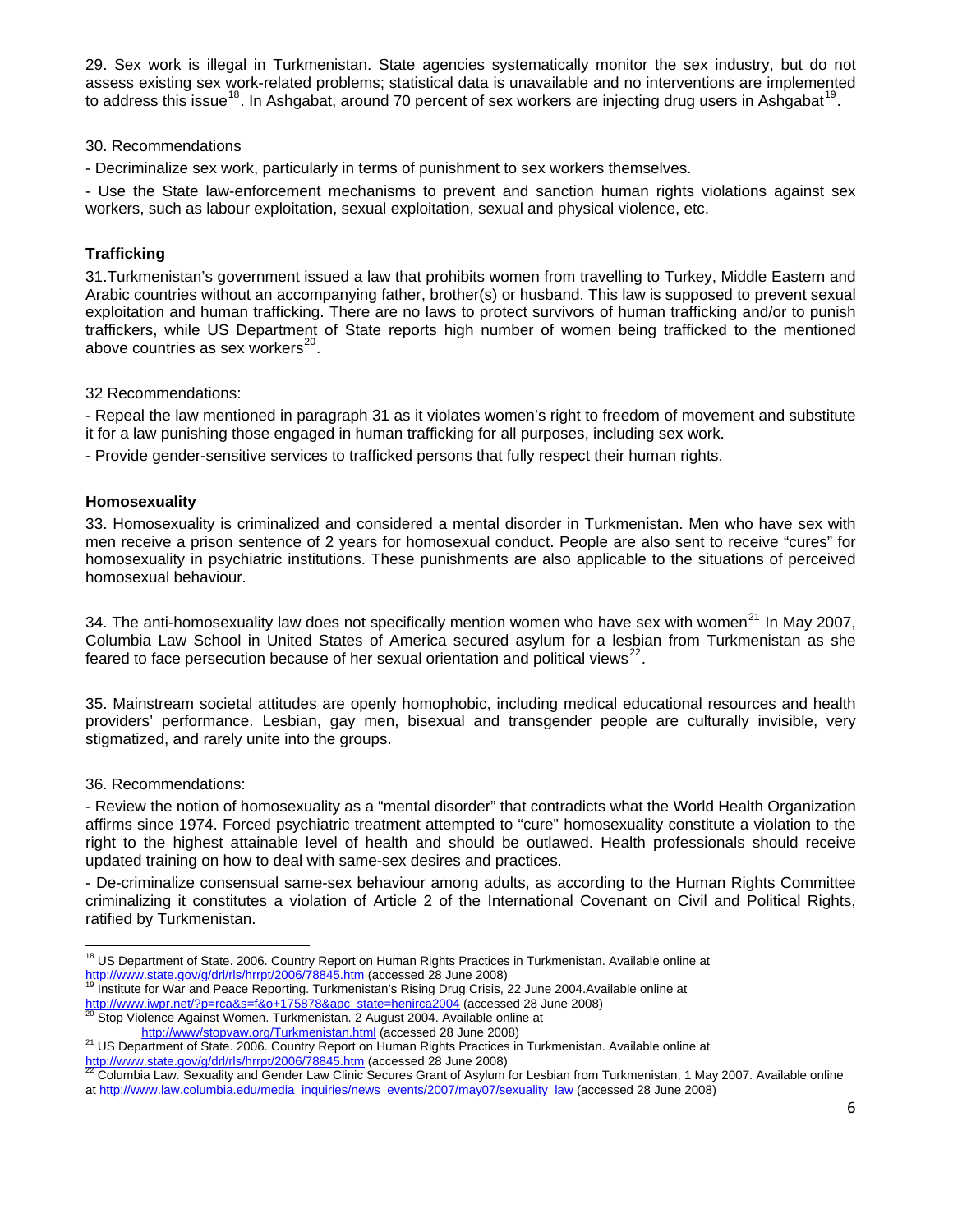29. Sex work is illegal in Turkmenistan. State agencies systematically monitor the sex industry, but do not assess existing sex work-related problems; statistical data is unavailable and no interventions are implemented to address this issue[18]. In Ashgabat, around 70 percent of sex workers are injecting drug users in Ashgabat[19].

30. Recommendations

- Decriminalize sex work, particularly in terms of punishment to sex workers themselves.

- Use the State law-enforcement mechanisms to prevent and sanction human rights violations against sex workers, such as labour exploitation, sexual exploitation, sexual and physical violence, etc.

**Trafficking**

31.Turkmenistan's government issued a law that prohibits women from travelling to Turkey, Middle Eastern and Arabic countries without an accompanying father, brother(s) or husband. This law is supposed to prevent sexual exploitation and human trafficking. There are no laws to protect survivors of human trafficking and/or to punish traffickers, while US Department of State reports high number of women being trafficked to the mentioned above countries as sex workers[20].

32 Recommendations:

- Repeal the law mentioned in paragraph 31 as it violates women's right to freedom of movement and substitute it for a law punishing those engaged in human trafficking for all purposes, including sex work.

- Provide gender-sensitive services to trafficked persons that fully respect their human rights.

**Homosexuality**

33. Homosexuality is criminalized and considered a mental disorder in Turkmenistan. Men who have sex with men receive a prison sentence of 2 years for homosexual conduct. People are also sent to receive "cures" for homosexuality in psychiatric institutions. These punishments are also applicable to the situations of perceived homosexual behaviour.

34. The anti-homosexuality law does not specifically mention women who have sex with women[21] In May 2007, Columbia Law School in United States of America secured asylum for a lesbian from Turkmenistan as she feared to face persecution because of her sexual orientation and political views[22].

35. Mainstream societal attitudes are openly homophobic, including medical educational resources and health providers' performance. Lesbian, gay men, bisexual and transgender people are culturally invisible, very stigmatized, and rarely unite into the groups.

36. Recommendations:

- Review the notion of homosexuality as a "mental disorder" that contradicts what the World Health Organization affirms since 1974. Forced psychiatric treatment attempted to "cure" homosexuality constitute a violation to the right to the highest attainable level of health and should be outlawed. Health professionals should receive updated training on how to deal with same-sex desires and practices.

- De-criminalize consensual same-sex behaviour among adults, as according to the Human Rights Committee criminalizing it constitutes a violation of Article 2 of the International Covenant on Civil and Political Rights, ratified by Turkmenistan.

---

[18] US Department of State. 2006. Country Report on Human Rights Practices in Turkmenistan. Available online at http://www.state.gov/g/drl/rls/hrrpt/2006/78845.htm (accessed 28 June 2008)

[19] Institute for War and Peace Reporting. Turkmenistan's Rising Drug Crisis, 22 June 2004.Available online at http://www.iwpr.net/?p=rca&s=f&o+175878&apc_state=henirca2004 (accessed 28 June 2008)

[20] Stop Violence Against Women. Turkmenistan. 2 August 2004. Available online at http://www/stopvaw.org/Turkmenistan.html (accessed 28 June 2008)

[21] US Department of State. 2006. Country Report on Human Rights Practices in Turkmenistan. Available online at http://www.state.gov/g/drl/rls/hrrpt/2006/78845.htm (accessed 28 June 2008)

[22] Columbia Law. Sexuality and Gender Law Clinic Secures Grant of Asylum for Lesbian from Turkmenistan, 1 May 2007. Available online at http://www.law.columbia.edu/media_inquiries/news_events/2007/may07/sexuality_law (accessed 28 June 2008)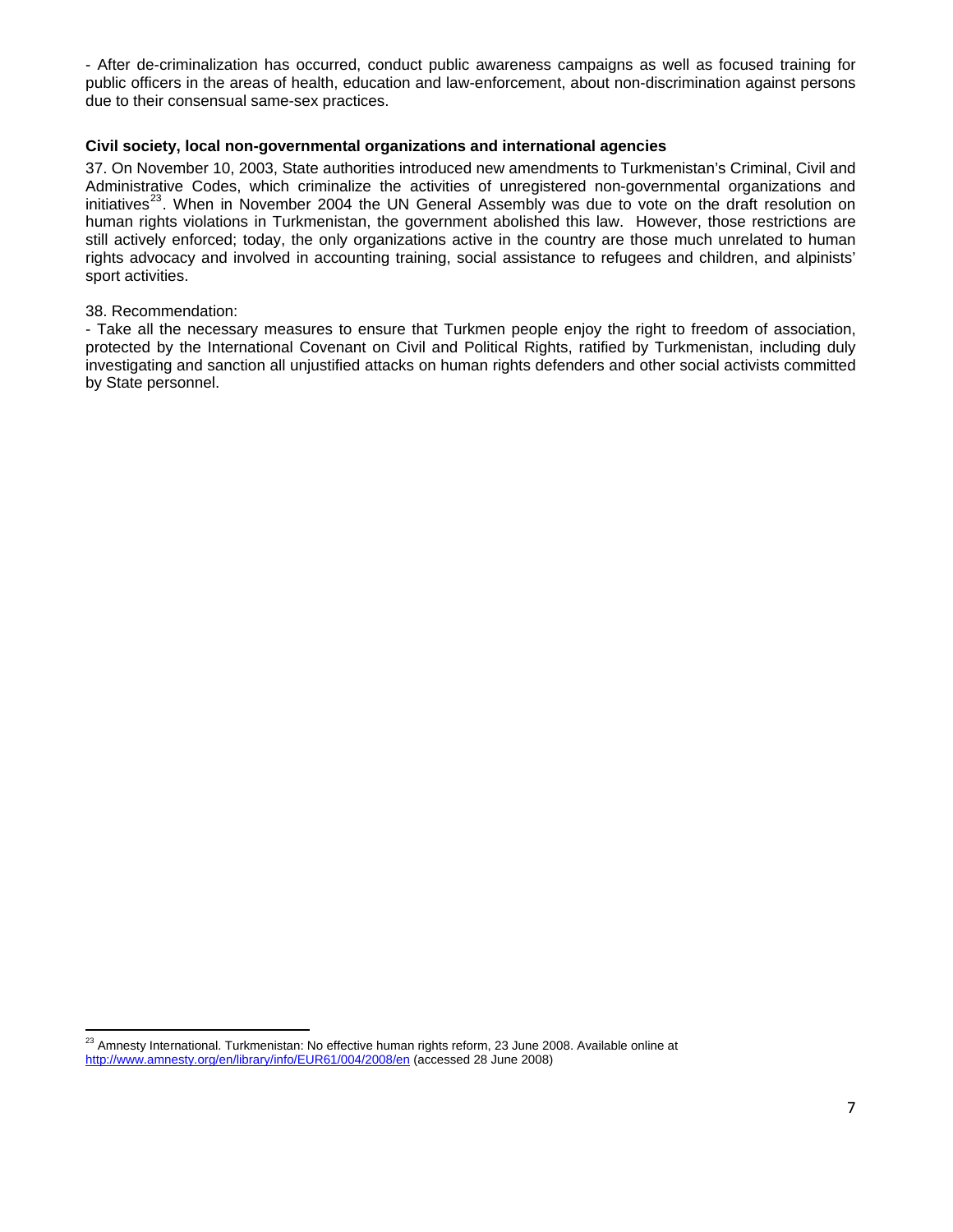- After de-criminalization has occurred, conduct public awareness campaigns as well as focused training for public officers in the areas of health, education and law-enforcement, about non-discrimination against persons due to their consensual same-sex practices.

**Civil society, local non-governmental organizations and international agencies**

37. On November 10, 2003, State authorities introduced new amendments to Turkmenistan's Criminal, Civil and Administrative Codes, which criminalize the activities of unregistered non-governmental organizations and initiatives[23]. When in November 2004 the UN General Assembly was due to vote on the draft resolution on human rights violations in Turkmenistan, the government abolished this law. However, those restrictions are still actively enforced; today, the only organizations active in the country are those much unrelated to human rights advocacy and involved in accounting training, social assistance to refugees and children, and alpinists' sport activities.

38. Recommendation:

- Take all the necessary measures to ensure that Turkmen people enjoy the right to freedom of association, protected by the International Covenant on Civil and Political Rights, ratified by Turkmenistan, including duly investigating and sanction all unjustified attacks on human rights defenders and other social activists committed by State personnel.

---

[23] Amnesty International. Turkmenistan: No effective human rights reform, 23 June 2008. Available online at http://www.amnesty.org/en/library/info/EUR61/004/2008/en (accessed 28 June 2008)